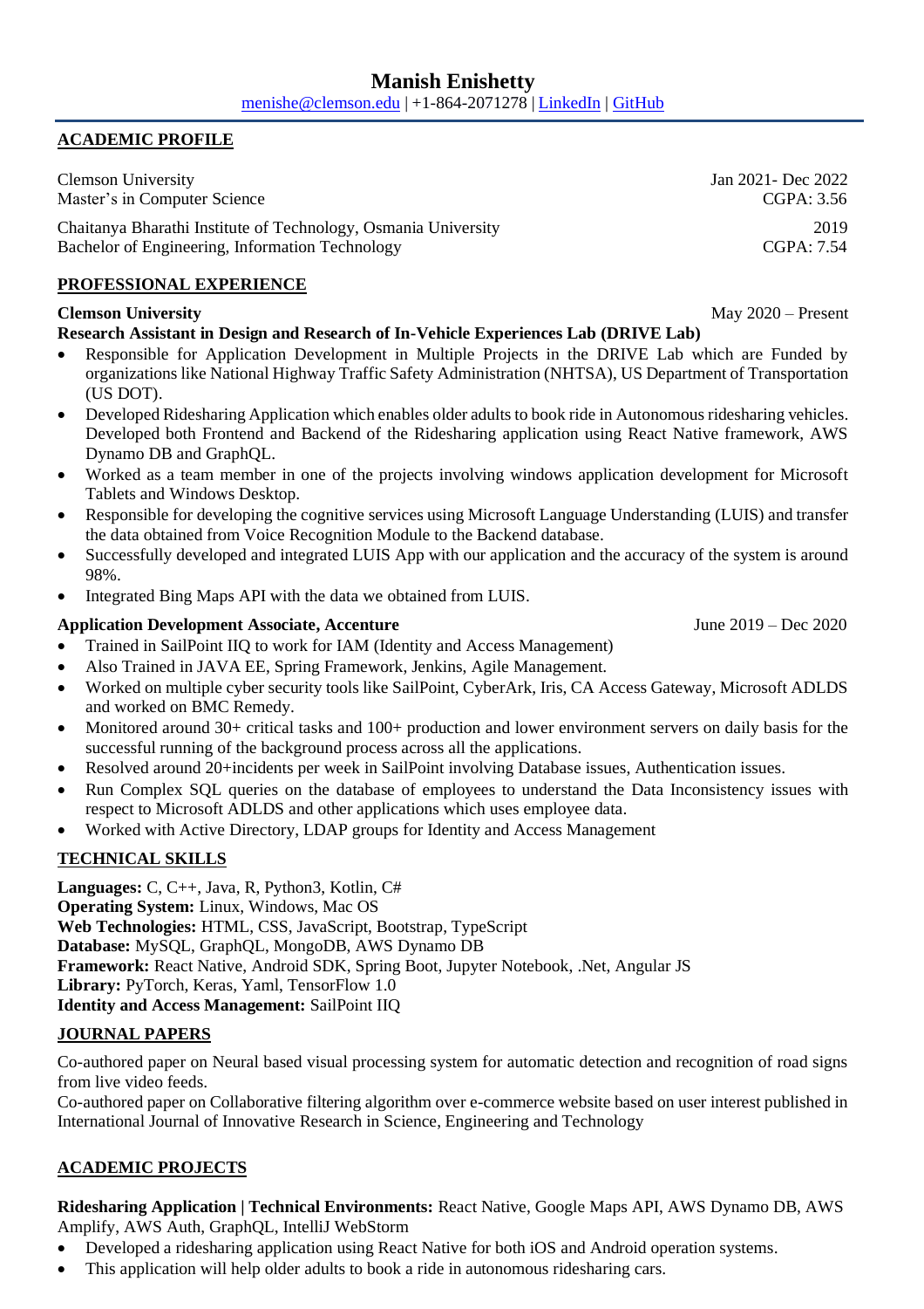# Manish Enishetty

menishe@clemson.edu | +1-864-2071278 | LinkedIn | GitHub

## ACADEMIC PROFILE

Clemson University — Jan 2021- Dec 2022
Master's in Computer Science — CGPA: 3.56

Chaitanya Bharathi Institute of Technology, Osmania University — 2019
Bachelor of Engineering, Information Technology — CGPA: 7.54

## PROFESSIONAL EXPERIENCE

**Clemson University** — May 2020 – Present
**Research Assistant in Design and Research of In-Vehicle Experiences Lab (DRIVE Lab)**

- Responsible for Application Development in Multiple Projects in the DRIVE Lab which are Funded by organizations like National Highway Traffic Safety Administration (NHTSA), US Department of Transportation (US DOT).
- Developed Ridesharing Application which enables older adults to book ride in Autonomous ridesharing vehicles. Developed both Frontend and Backend of the Ridesharing application using React Native framework, AWS Dynamo DB and GraphQL.
- Worked as a team member in one of the projects involving windows application development for Microsoft Tablets and Windows Desktop.
- Responsible for developing the cognitive services using Microsoft Language Understanding (LUIS) and transfer the data obtained from Voice Recognition Module to the Backend database.
- Successfully developed and integrated LUIS App with our application and the accuracy of the system is around 98%.
- Integrated Bing Maps API with the data we obtained from LUIS.

**Application Development Associate, Accenture** — June 2019 – Dec 2020

- Trained in SailPoint IIQ to work for IAM (Identity and Access Management)
- Also Trained in JAVA EE, Spring Framework, Jenkins, Agile Management.
- Worked on multiple cyber security tools like SailPoint, CyberArk, Iris, CA Access Gateway, Microsoft ADLDS and worked on BMC Remedy.
- Monitored around 30+ critical tasks and 100+ production and lower environment servers on daily basis for the successful running of the background process across all the applications.
- Resolved around 20+incidents per week in SailPoint involving Database issues, Authentication issues.
- Run Complex SQL queries on the database of employees to understand the Data Inconsistency issues with respect to Microsoft ADLDS and other applications which uses employee data.
- Worked with Active Directory, LDAP groups for Identity and Access Management

## TECHNICAL SKILLS

**Languages:** C, C++, Java, R, Python3, Kotlin, C#
**Operating System:** Linux, Windows, Mac OS
**Web Technologies:** HTML, CSS, JavaScript, Bootstrap, TypeScript
**Database:** MySQL, GraphQL, MongoDB, AWS Dynamo DB
**Framework:** React Native, Android SDK, Spring Boot, Jupyter Notebook, .Net, Angular JS
**Library:** PyTorch, Keras, Yaml, TensorFlow 1.0
**Identity and Access Management:** SailPoint IIQ

## JOURNAL PAPERS

Co-authored paper on Neural based visual processing system for automatic detection and recognition of road signs from live video feeds.

Co-authored paper on Collaborative filtering algorithm over e-commerce website based on user interest published in International Journal of Innovative Research in Science, Engineering and Technology

## ACADEMIC PROJECTS

**Ridesharing Application | Technical Environments:** React Native, Google Maps API, AWS Dynamo DB, AWS Amplify, AWS Auth, GraphQL, IntelliJ WebStorm

- Developed a ridesharing application using React Native for both iOS and Android operation systems.
- This application will help older adults to book a ride in autonomous ridesharing cars.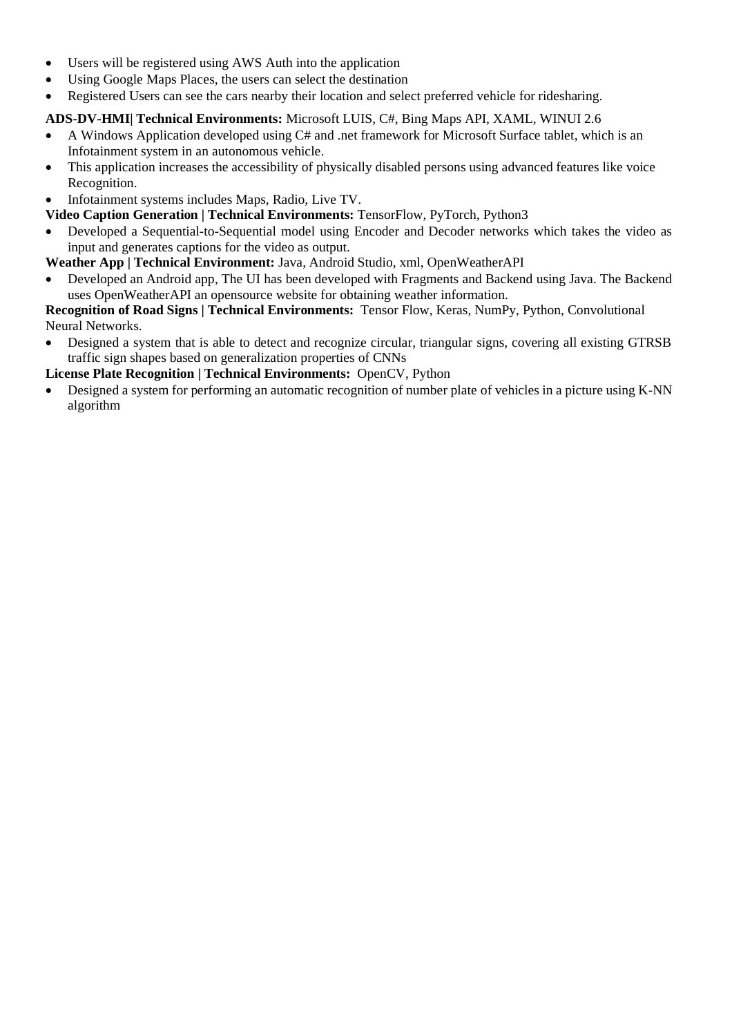- Users will be registered using AWS Auth into the application
- Using Google Maps Places, the users can select the destination
- Registered Users can see the cars nearby their location and select preferred vehicle for ridesharing.

**ADS-DV-HMI| Technical Environments:** Microsoft LUIS, C#, Bing Maps API, XAML, WINUI 2.6

- A Windows Application developed using C# and .net framework for Microsoft Surface tablet, which is an Infotainment system in an autonomous vehicle.
- This application increases the accessibility of physically disabled persons using advanced features like voice Recognition.
- Infotainment systems includes Maps, Radio, Live TV.

**Video Caption Generation | Technical Environments:** TensorFlow, PyTorch, Python3

- Developed a Sequential-to-Sequential model using Encoder and Decoder networks which takes the video as input and generates captions for the video as output.

**Weather App | Technical Environment:** Java, Android Studio, xml, OpenWeatherAPI

- Developed an Android app, The UI has been developed with Fragments and Backend using Java. The Backend uses OpenWeatherAPI an opensource website for obtaining weather information.

**Recognition of Road Signs | Technical Environments:** Tensor Flow, Keras, NumPy, Python, Convolutional Neural Networks.

- Designed a system that is able to detect and recognize circular, triangular signs, covering all existing GTRSB traffic sign shapes based on generalization properties of CNNs

**License Plate Recognition | Technical Environments:** OpenCV, Python

- Designed a system for performing an automatic recognition of number plate of vehicles in a picture using K-NN algorithm